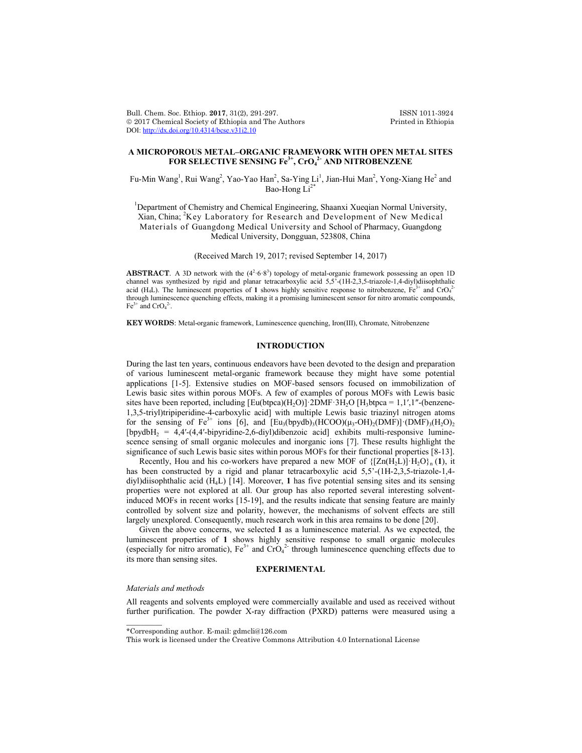# A MICROPOROUS METAL–ORGANIC FRAMEWORK WITH OPEN METAL SITES FOR SELECTIVE SENSING $Fe^{3+}$, $CrO_4^{2-}$ AND NITROBENZENE

Fu-Min Wang[1], Rui Wang[2], Yao-Yao Han[2], Sa-Ying Li[1], Jian-Hui Man[2], Yong-Xiang He[2] and Bao-Hong Li[2*]

[1]Department of Chemistry and Chemical Engineering, Shaanxi Xueqian Normal University, Xian, China; [2]Key Laboratory for Research and Development of New Medical Materials of Guangdong Medical University and School of Pharmacy, Guangdong Medical University, Dongguan, 523808, China

(Received March 19, 2017; revised September 14, 2017)

**ABSTRACT**. A 3D network with the $(4^2 \cdot 6 \cdot 8^3)$ topology of metal-organic framework possessing an open 1D channel was synthesized by rigid and planar tetracarboxylic acid 5,5'-(1H-2,3,5-triazole-1,4-diyl)diisophthalic acid ($H_4L$). The luminescent properties of **1** shows highly sensitive response to nitrobenzene, $Fe^{3+}$ and $CrO_4^{2-}$ through luminescence quenching effects, making it a promising luminescent sensor for nitro aromatic compounds, $Fe^{3+}$ and $CrO_4^{2-}$.

**KEY WORDS**: Metal-organic framework, Luminescence quenching, Iron(III), Chromate, Nitrobenzene

## INTRODUCTION

During the last ten years, continuous endeavors have been devoted to the design and preparation of various luminescent metal-organic framework because they might have some potential applications [1-5]. Extensive studies on MOF-based sensors focused on immobilization of Lewis basic sites within porous MOFs. A few of examples of porous MOFs with Lewis basic sites have been reported, including $[Eu(btpca)(H_2O)]\cdot 2DMF\cdot 3H_2O$ [$H_3btpca$ = 1,1′,1″-(benzene-1,3,5-triyl)tripiperidine-4-carboxylic acid] with multiple Lewis basic triazinyl nitrogen atoms for the sensing of $Fe^{3+}$ ions [6], and $[Eu_3(bpydb)_3(HCOO)(\mu_3\text{-}OH)_2(DMF)]\cdot(DMF)_3(H_2O)_2$ [$bpydbH_2$ = 4,4′-(4,4′-bipyridine-2,6-diyl)dibenzoic acid] exhibits multi-responsive luminescence sensing of small organic molecules and inorganic ions [7]. These results highlight the significance of such Lewis basic sites within porous MOFs for their functional properties [8-13].

Recently, Hou and his co-workers have prepared a new MOF of $\{[Zn(H_2L)]\cdot H_2O\}_n$ (**1**), it has been constructed by a rigid and planar tetracarboxylic acid 5,5'-(1H-2,3,5-triazole-1,4-diyl)diisophthalic acid ($H_4L$) [14]. Moreover, **1** has five potential sensing sites and its sensing properties were not explored at all. Our group has also reported several interesting solvent-induced MOFs in recent works [15-19], and the results indicate that sensing feature are mainly controlled by solvent size and polarity, however, the mechanisms of solvent effects are still largely unexplored. Consequently, much research work in this area remains to be done [20].

Given the above concerns, we selected **1** as a luminescence material. As we expected, the luminescent properties of **1** shows highly sensitive response to small organic molecules (especially for nitro aromatic), $Fe^{3+}$ and $CrO_4^{2-}$ through luminescence quenching effects due to its more than sensing sites.

## EXPERIMENTAL

### *Materials and methods*

All reagents and solvents employed were commercially available and used as received without further purification. The powder X-ray diffraction (PXRD) patterns were measured using a

\*Corresponding author. E-mail: gdmcli@126.com

This work is licensed under the Creative Commons Attribution 4.0 International License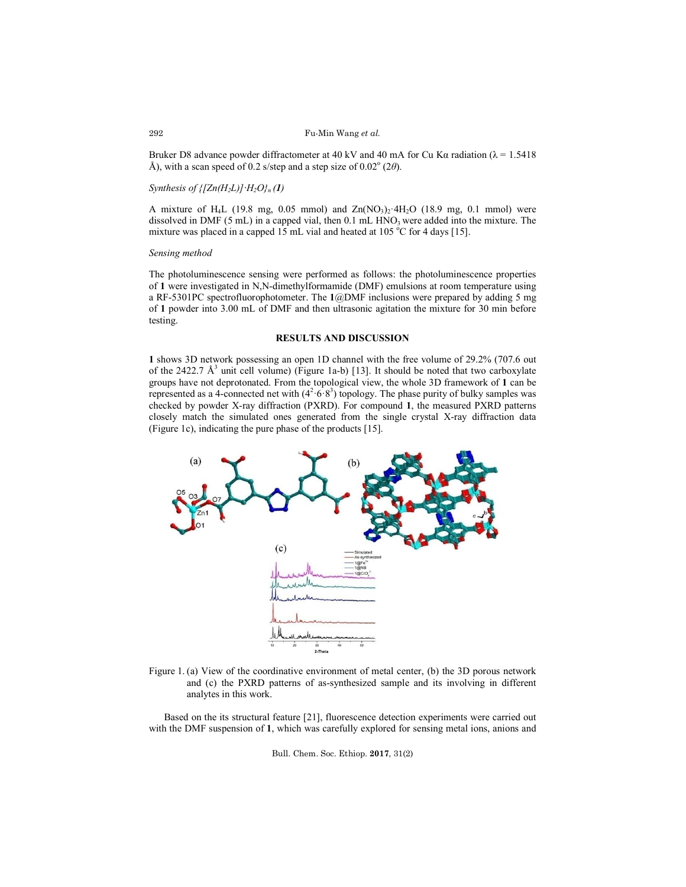Bruker D8 advance powder diffractometer at 40 kV and 40 mA for Cu Kα radiation (λ = 1.5418 Å), with a scan speed of 0.2 s/step and a step size of 0.02° (2*θ*).

*Synthesis of {[Zn($H_2L$)]·$H_2O$}$_n$ (**1**)*

A mixture of $H_4L$ (19.8 mg, 0.05 mmol) and $Zn(NO_3)_2·4H_2O$ (18.9 mg, 0.1 mmol) were dissolved in DMF (5 mL) in a capped vial, then 0.1 mL $HNO_3$ were added into the mixture. The mixture was placed in a capped 15 mL vial and heated at 105 °C for 4 days [15].

*Sensing method*

The photoluminescence sensing were performed as follows: the photoluminescence properties of **1** were investigated in N,N-dimethylformamide (DMF) emulsions at room temperature using a RF-5301PC spectrofluorophotometer. The **1**@DMF inclusions were prepared by adding 5 mg of **1** powder into 3.00 mL of DMF and then ultrasonic agitation the mixture for 30 min before testing.

## RESULTS AND DISCUSSION

**1** shows 3D network possessing an open 1D channel with the free volume of 29.2% (707.6 out of the 2422.7 Å$^3$ unit cell volume) (Figure 1a-b) [13]. It should be noted that two carboxylate groups have not deprotonated. From the topological view, the whole 3D framework of **1** can be represented as a 4-connected net with ($4^2·6·8^3$) topology. The phase purity of bulky samples was checked by powder X-ray diffraction (PXRD). For compound **1**, the measured PXRD patterns closely match the simulated ones generated from the single crystal X-ray diffraction data (Figure 1c), indicating the pure phase of the products [15].

Figure 1. (a) View of the coordinative environment of metal center, (b) the 3D porous network and (c) the PXRD patterns of as-synthesized sample and its involving in different analytes in this work.

Based on the its structural feature [21], fluorescence detection experiments were carried out with the DMF suspension of **1**, which was carefully explored for sensing metal ions, anions and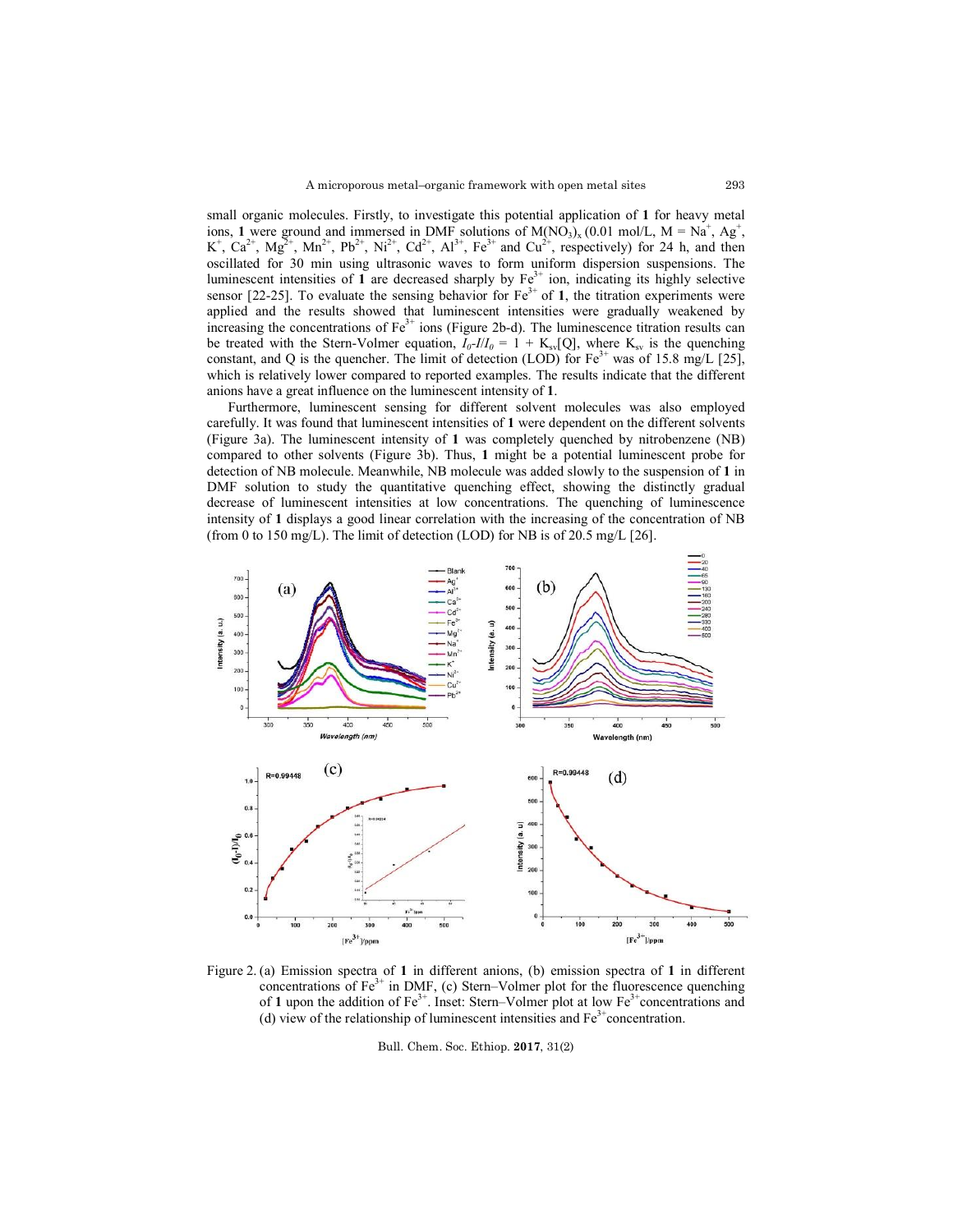small organic molecules. Firstly, to investigate this potential application of **1** for heavy metal ions, **1** were ground and immersed in DMF solutions of $M(NO_3)_x$ (0.01 mol/L, M = $Na^+$, $Ag^+$, $K^+$, $Ca^{2+}$, $Mg^{2+}$, $Mn^{2+}$, $Pb^{2+}$, $Ni^{2+}$, $Cd^{2+}$, $Al^{3+}$, $Fe^{3+}$ and $Cu^{2+}$, respectively) for 24 h, and then oscillated for 30 min using ultrasonic waves to form uniform dispersion suspensions. The luminescent intensities of **1** are decreased sharply by $Fe^{3+}$ ion, indicating its highly selective sensor [22-25]. To evaluate the sensing behavior for $Fe^{3+}$ of **1**, the titration experiments were applied and the results showed that luminescent intensities were gradually weakened by increasing the concentrations of $Fe^{3+}$ ions (Figure 2b-d). The luminescent titration results can be treated with the Stern-Volmer equation, $I_0\text{-}I/I_0 = 1 + K_{sv}[Q]$, where $K_{sv}$ is the quenching constant, and Q is the quencher. The limit of detection (LOD) for $Fe^{3+}$ was of 15.8 mg/L [25], which is relatively lower compared to reported examples. The results indicate that the different anions have a great influence on the luminescent intensity of **1**.

Furthermore, luminescent sensing for different solvent molecules was also employed carefully. It was found that luminescent intensities of **1** were dependent on the different solvents (Figure 3a). The luminescent intensity of **1** was completely quenched by nitrobenzene (NB) compared to other solvents (Figure 3b). Thus, **1** might be a potential luminescent probe for detection of NB molecule. Meanwhile, NB molecule was added slowly to the suspension of **1** in DMF solution to study the quantitative quenching effect, showing the distinctly gradual decrease of luminescent intensities at low concentrations. The quenching of luminescence intensity of **1** displays a good linear correlation with the increasing of the concentration of NB (from 0 to 150 mg/L). The limit of detection (LOD) for NB is of 20.5 mg/L [26].

Figure 2. (a) Emission spectra of **1** in different anions, (b) emission spectra of **1** in different concentrations of $Fe^{3+}$ in DMF, (c) Stern–Volmer plot for the fluorescence quenching of **1** upon the addition of $Fe^{3+}$. Inset: Stern–Volmer plot at low $Fe^{3+}$ concentrations and (d) view of the relationship of luminescent intensities and $Fe^{3+}$ concentration.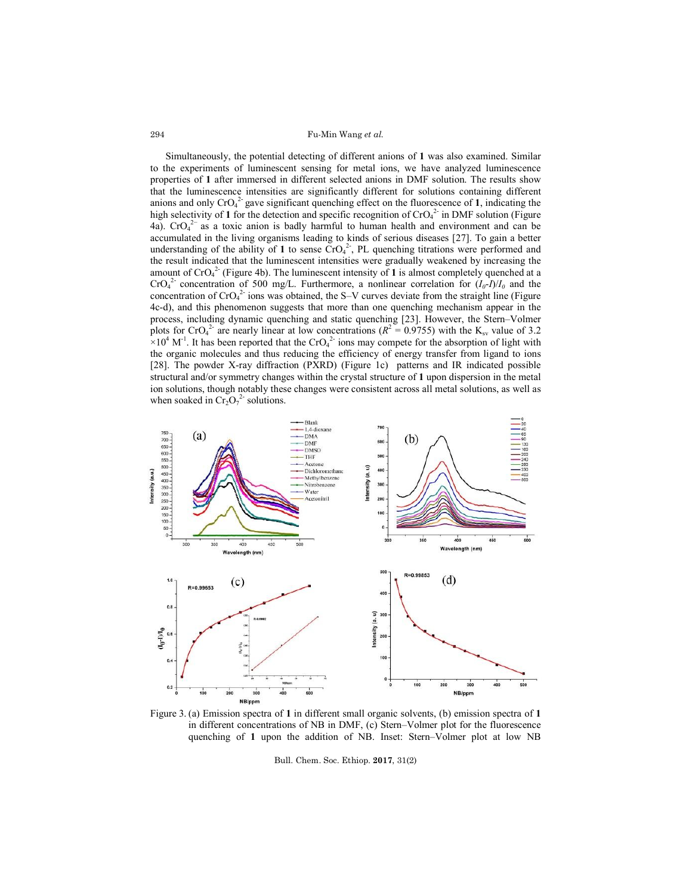Simultaneously, the potential detecting of different anions of **1** was also examined. Similar to the experiments of luminescent sensing for metal ions, we have analyzed luminescence properties of **1** after immersed in different selected anions in DMF solution. The results show that the luminescence intensities are significantly different for solutions containing different anions and only $CrO_4^{2-}$ gave significant quenching effect on the fluorescence of **1**, indicating the high selectivity of **1** for the detection and specific recognition of $CrO_4^{2-}$ in DMF solution (Figure 4a). $CrO_4^{2-}$ as a toxic anion is badly harmful to human health and environment and can be accumulated in the living organisms leading to kinds of serious diseases [27]. To gain a better understanding of the ability of **1** to sense $CrO_4^{2-}$, PL quenching titrations were performed and the result indicated that the luminescent intensities were gradually weakened by increasing the amount of $CrO_4^{2-}$ (Figure 4b). The luminescent intensity of **1** is almost completely quenched at a $CrO_4^{2-}$ concentration of 500 mg/L. Furthermore, a nonlinear correlation for $(I_0\text{-}I)/I_0$ and the concentration of $CrO_4^{2-}$ ions was obtained, the S–V curves deviate from the straight line (Figure 4c-d), and this phenomenon suggests that more than one quenching mechanism appear in the process, including dynamic quenching and static quenching [23]. However, the Stern–Volmer plots for $CrO_4^{2-}$ are nearly linear at low concentrations ($R^2$ = 0.9755) with the $K_{sv}$ value of 3.2 $\times 10^4$ $M^{-1}$. It has been reported that the $CrO_4^{2-}$ ions may compete for the absorption of light with the organic molecules and thus reducing the efficiency of energy transfer from ligand to ions [28]. The powder X-ray diffraction (PXRD) (Figure 1c) patterns and IR indicated possible structural and/or symmetry changes within the crystal structure of **1** upon dispersion in the metal ion solutions, though notably these changes were consistent across all metal solutions, as well as when soaked in $Cr_2O_7^{2-}$ solutions.

Figure 3. (a) Emission spectra of **1** in different small organic solvents, (b) emission spectra of **1** in different concentrations of NB in DMF, (c) Stern–Volmer plot for the fluorescence quenching of **1** upon the addition of NB. Inset: Stern–Volmer plot at low NB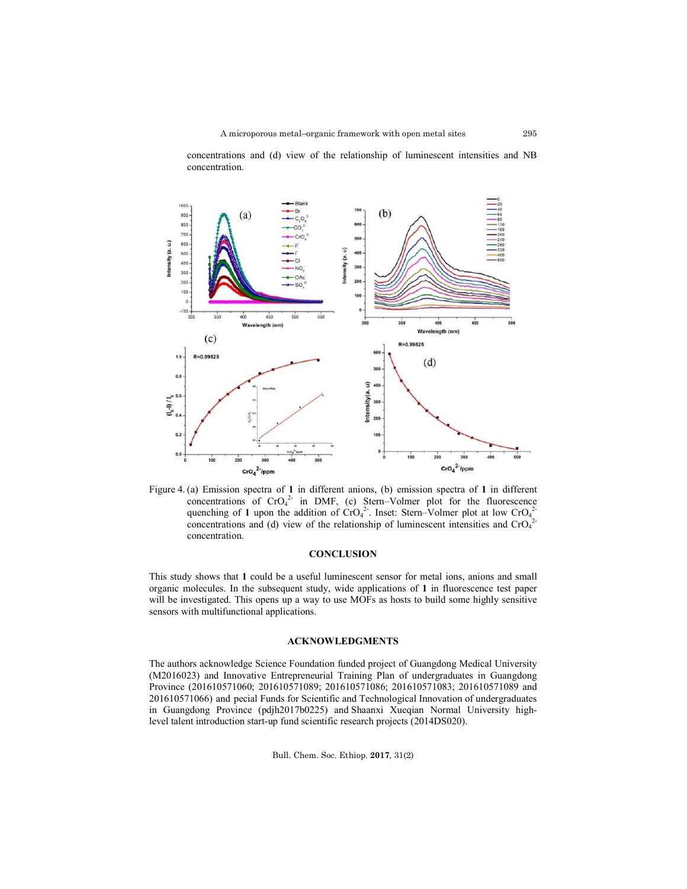concentrations and (d) view of the relationship of luminescent intensities and NB concentration.

Figure 4. (a) Emission spectra of **1** in different anions, (b) emission spectra of **1** in different concentrations of $CrO_4^{2-}$ in DMF, (c) Stern–Volmer plot for the fluorescence quenching of **1** upon the addition of $CrO_4^{2-}$. Inset: Stern–Volmer plot at low $CrO_4^{2-}$ concentrations and (d) view of the relationship of luminescent intensities and $CrO_4^{2-}$ concentration.

## CONCLUSION

This study shows that **1** could be a useful luminescent sensor for metal ions, anions and small organic molecules. In the subsequent study, wide applications of **1** in fluorescence test paper will be investigated. This opens up a way to use MOFs as hosts to build some highly sensitive sensors with multifunctional applications.

## ACKNOWLEDGMENTS

The authors acknowledge Science Foundation funded project of Guangdong Medical University (M2016023) and Innovative Entrepreneurial Training Plan of undergraduates in Guangdong Province (201610571060; 201610571089; 201610571086; 201610571083; 201610571089 and 201610571066) and pecial Funds for Scientific and Technological Innovation of undergraduates in Guangdong Province (pdjh2017b0225) and Shaanxi Xueqian Normal University high-level talent introduction start-up fund scientific research projects (2014DS020).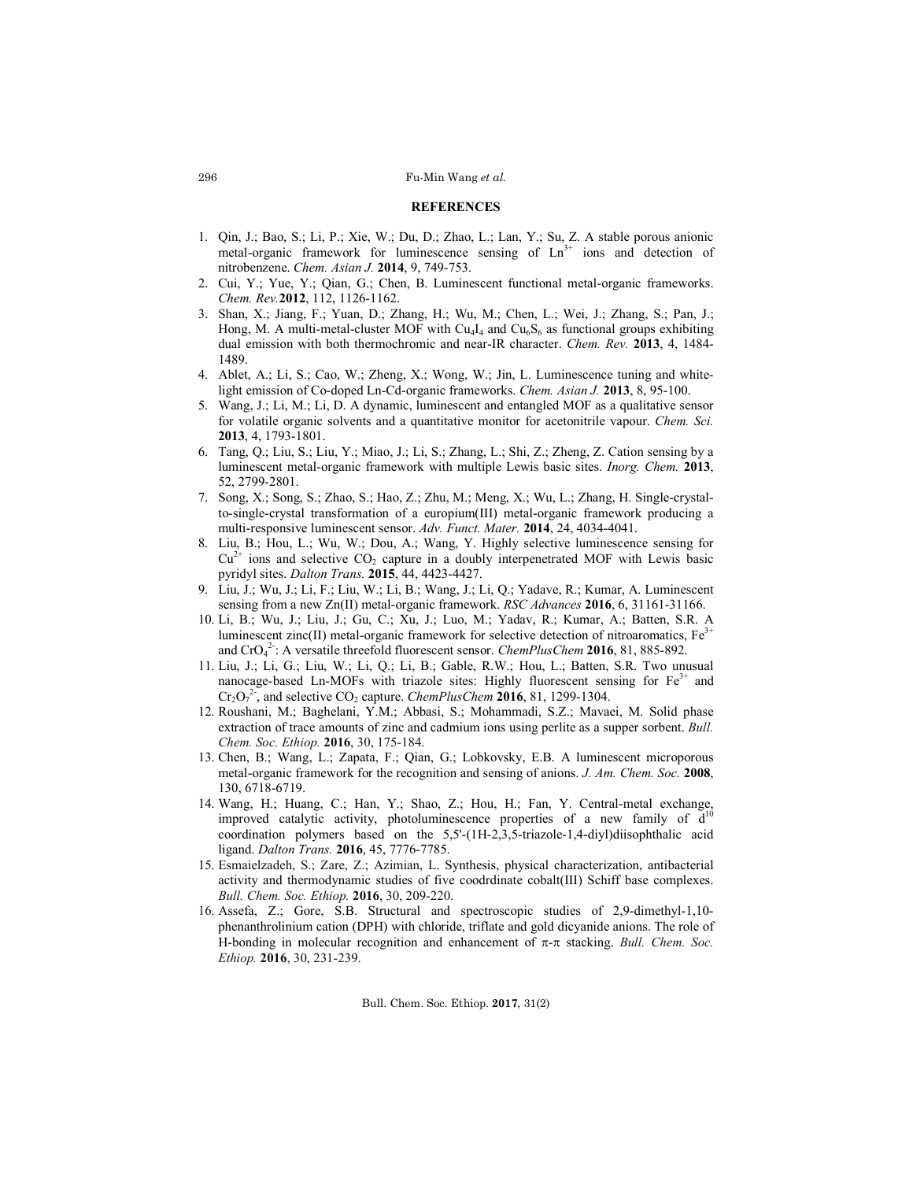## REFERENCES

1. Qin, J.; Bao, S.; Li, P.; Xie, W.; Du, D.; Zhao, L.; Lan, Y.; Su, Z. A stable porous anionic metal-organic framework for luminescence sensing of $Ln^{3+}$ ions and detection of nitrobenzene. *Chem. Asian J.* **2014**, 9, 749-753.
2. Cui, Y.; Yue, Y.; Qian, G.; Chen, B. Luminescent functional metal-organic frameworks. *Chem. Rev.* **2012**, 112, 1126-1162.
3. Shan, X.; Jiang, F.; Yuan, D.; Zhang, H.; Wu, M.; Chen, L.; Wei, J.; Zhang, S.; Pan, J.; Hong, M. A multi-metal-cluster MOF with $Cu_4I_4$ and $Cu_6S_6$ as functional groups exhibiting dual emission with both thermochromic and near-IR character. *Chem. Rev.* **2013**, 4, 1484-1489.
4. Ablet, A.; Li, S.; Cao, W.; Zheng, X.; Wong, W.; Jin, L. Luminescence tuning and white-light emission of Co-doped Ln-Cd-organic frameworks. *Chem. Asian J.* **2013**, 8, 95-100.
5. Wang, J.; Li, M.; Li, D. A dynamic, luminescent and entangled MOF as a qualitative sensor for volatile organic solvents and a quantitative monitor for acetonitrile vapour. *Chem. Sci.* **2013**, 4, 1793-1801.
6. Tang, Q.; Liu, S.; Liu, Y.; Miao, J.; Li, S.; Zhang, L.; Shi, Z.; Zheng, Z. Cation sensing by a luminescent metal-organic framework with multiple Lewis basic sites. *Inorg. Chem.* **2013**, 52, 2799-2801.
7. Song, X.; Song, S.; Zhao, S.; Hao, Z.; Zhu, M.; Meng, X.; Wu, L.; Zhang, H. Single-crystal-to-single-crystal transformation of a europium(III) metal-organic framework producing a multi-responsive luminescent sensor. *Adv. Funct. Mater.* **2014**, 24, 4034-4041.
8. Liu, B.; Hou, L.; Wu, W.; Dou, A.; Wang, Y. Highly selective luminescence sensing for $Cu^{2+}$ ions and selective $CO_2$ capture in a doubly interpenetrated MOF with Lewis basic pyridyl sites. *Dalton Trans.* **2015**, 44, 4423-4427.
9. Liu, J.; Wu, J.; Li, F.; Liu, W.; Li, B.; Wang, J.; Li, Q.; Yadave, R.; Kumar, A. Luminescent sensing from a new Zn(II) metal-organic framework. *RSC Advances* **2016**, 6, 31161-31166.
10. Li, B.; Wu, J.; Liu, J.; Gu, C.; Xu, J.; Luo, M.; Yadav, R.; Kumar, A.; Batten, S.R. A luminescent zinc(II) metal-organic framework for selective detection of nitroaromatics, $Fe^{3+}$ and $CrO_4^{2-}$: A versatile threefold fluorescent sensor. *ChemPlusChem* **2016**, 81, 885-892.
11. Liu, J.; Li, G.; Liu, W.; Li, Q.; Li, B.; Gable, R.W.; Hou, L.; Batten, S.R. Two unusual nanocage-based Ln-MOFs with triazole sites: Highly fluorescent sensing for $Fe^{3+}$ and $Cr_2O_7^{2-}$, and selective $CO_2$ capture. *ChemPlusChem* **2016**, 81, 1299-1304.
12. Roushani, M.; Baghelani, Y.M.; Abbasi, S.; Mohammadi, S.Z.; Mavaei, M. Solid phase extraction of trace amounts of zinc and cadmium ions using perlite as a supper sorbent. *Bull. Chem. Soc. Ethiop.* **2016**, 30, 175-184.
13. Chen, B.; Wang, L.; Zapata, F.; Qian, G.; Lobkovsky, E.B. A luminescent microporous metal-organic framework for the recognition and sensing of anions. *J. Am. Chem. Soc.* **2008**, 130, 6718-6719.
14. Wang, H.; Huang, C.; Han, Y.; Shao, Z.; Hou, H.; Fan, Y. Central-metal exchange, improved catalytic activity, photoluminescence properties of a new family of $d^{10}$ coordination polymers based on the 5,5'-(1H-2,3,5-triazole-1,4-diyl)diisophthalic acid ligand. *Dalton Trans.* **2016**, 45, 7776-7785.
15. Esmaielzadeh, S.; Zare, Z.; Azimian, L. Synthesis, physical characterization, antibacterial activity and thermodynamic studies of five coodrdinate cobalt(III) Schiff base complexes. *Bull. Chem. Soc. Ethiop.* **2016**, 30, 209-220.
16. Assefa, Z.; Gore, S.B. Structural and spectroscopic studies of 2,9-dimethyl-1,10-phenanthrolinium cation (DPH) with chloride, triflate and gold dicyanide anions. The role of H-bonding in molecular recognition and enhancement of $\pi$-$\pi$ stacking. *Bull. Chem. Soc. Ethiop.* **2016**, 30, 231-239.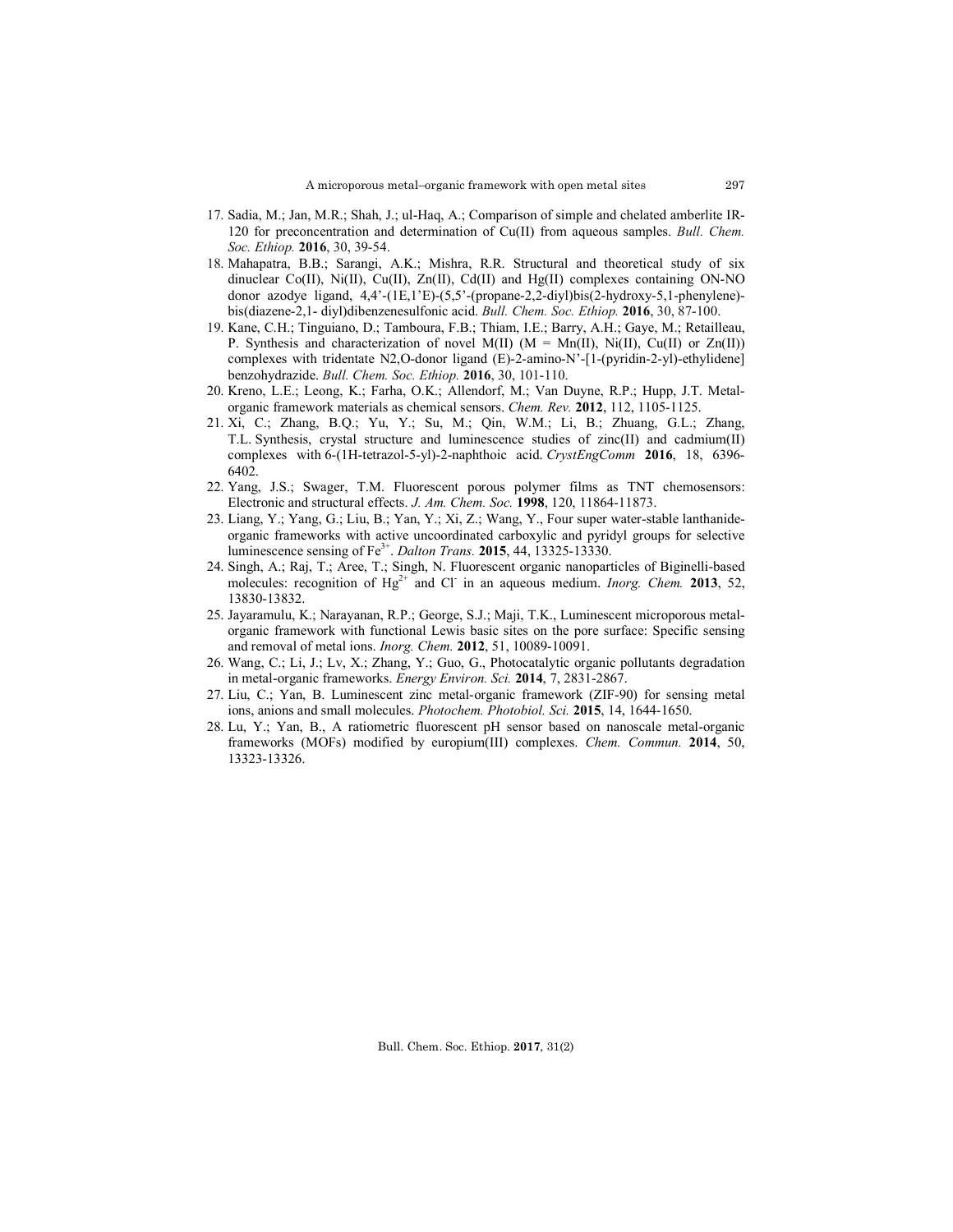17. Sadia, M.; Jan, M.R.; Shah, J.; ul-Haq, A.; Comparison of simple and chelated amberlite IR-120 for preconcentration and determination of Cu(II) from aqueous samples. *Bull. Chem. Soc. Ethiop.* **2016**, 30, 39-54.
18. Mahapatra, B.B.; Sarangi, A.K.; Mishra, R.R. Structural and theoretical study of six dinuclear Co(II), Ni(II), Cu(II), Zn(II), Cd(II) and Hg(II) complexes containing ON-NO donor azodye ligand, 4,4'-(1E,1'E)-(5,5'-(propane-2,2-diyl)bis(2-hydroxy-5,1-phenylene)-bis(diazene-2,1- diyl)dibenzenesulfonic acid. *Bull. Chem. Soc. Ethiop.* **2016**, 30, 87-100.
19. Kane, C.H.; Tinguiano, D.; Tamboura, F.B.; Thiam, I.E.; Barry, A.H.; Gaye, M.; Retailleau, P. Synthesis and characterization of novel M(II) (M = Mn(II), Ni(II), Cu(II) or Zn(II)) complexes with tridentate N2,O-donor ligand (E)-2-amino-N'-[1-(pyridin-2-yl)-ethylidene] benzohydrazide. *Bull. Chem. Soc. Ethiop.* **2016**, 30, 101-110.
20. Kreno, L.E.; Leong, K.; Farha, O.K.; Allendorf, M.; Van Duyne, R.P.; Hupp, J.T. Metal-organic framework materials as chemical sensors. *Chem. Rev.* **2012**, 112, 1105-1125.
21. Xi, C.; Zhang, B.Q.; Yu, Y.; Su, M.; Qin, W.M.; Li, B.; Zhuang, G.L.; Zhang, T.L. Synthesis, crystal structure and luminescence studies of zinc(II) and cadmium(II) complexes with 6-(1H-tetrazol-5-yl)-2-naphthoic acid. *CrystEngComm* **2016**, 18, 6396-6402.
22. Yang, J.S.; Swager, T.M. Fluorescent porous polymer films as TNT chemosensors: Electronic and structural effects. *J. Am. Chem. Soc.* **1998**, 120, 11864-11873.
23. Liang, Y.; Yang, G.; Liu, B.; Yan, Y.; Xi, Z.; Wang, Y., Four super water-stable lanthanide-organic frameworks with active uncoordinated carboxylic and pyridyl groups for selective luminescence sensing of $Fe^{3+}$. *Dalton Trans.* **2015**, 44, 13325-13330.
24. Singh, A.; Raj, T.; Aree, T.; Singh, N. Fluorescent organic nanoparticles of Biginelli-based molecules: recognition of $Hg^{2+}$ and $Cl^{-}$ in an aqueous medium. *Inorg. Chem.* **2013**, 52, 13830-13832.
25. Jayaramulu, K.; Narayanan, R.P.; George, S.J.; Maji, T.K., Luminescent microporous metal-organic framework with functional Lewis basic sites on the pore surface: Specific sensing and removal of metal ions. *Inorg. Chem.* **2012**, 51, 10089-10091.
26. Wang, C.; Li, J.; Lv, X.; Zhang, Y.; Guo, G., Photocatalytic organic pollutants degradation in metal-organic frameworks. *Energy Environ. Sci.* **2014**, 7, 2831-2867.
27. Liu, C.; Yan, B. Luminescent zinc metal-organic framework (ZIF-90) for sensing metal ions, anions and small molecules. *Photochem. Photobiol. Sci.* **2015**, 14, 1644-1650.
28. Lu, Y.; Yan, B., A ratiometric fluorescent pH sensor based on nanoscale metal-organic frameworks (MOFs) modified by europium(III) complexes. *Chem. Commun.* **2014**, 50, 13323-13326.